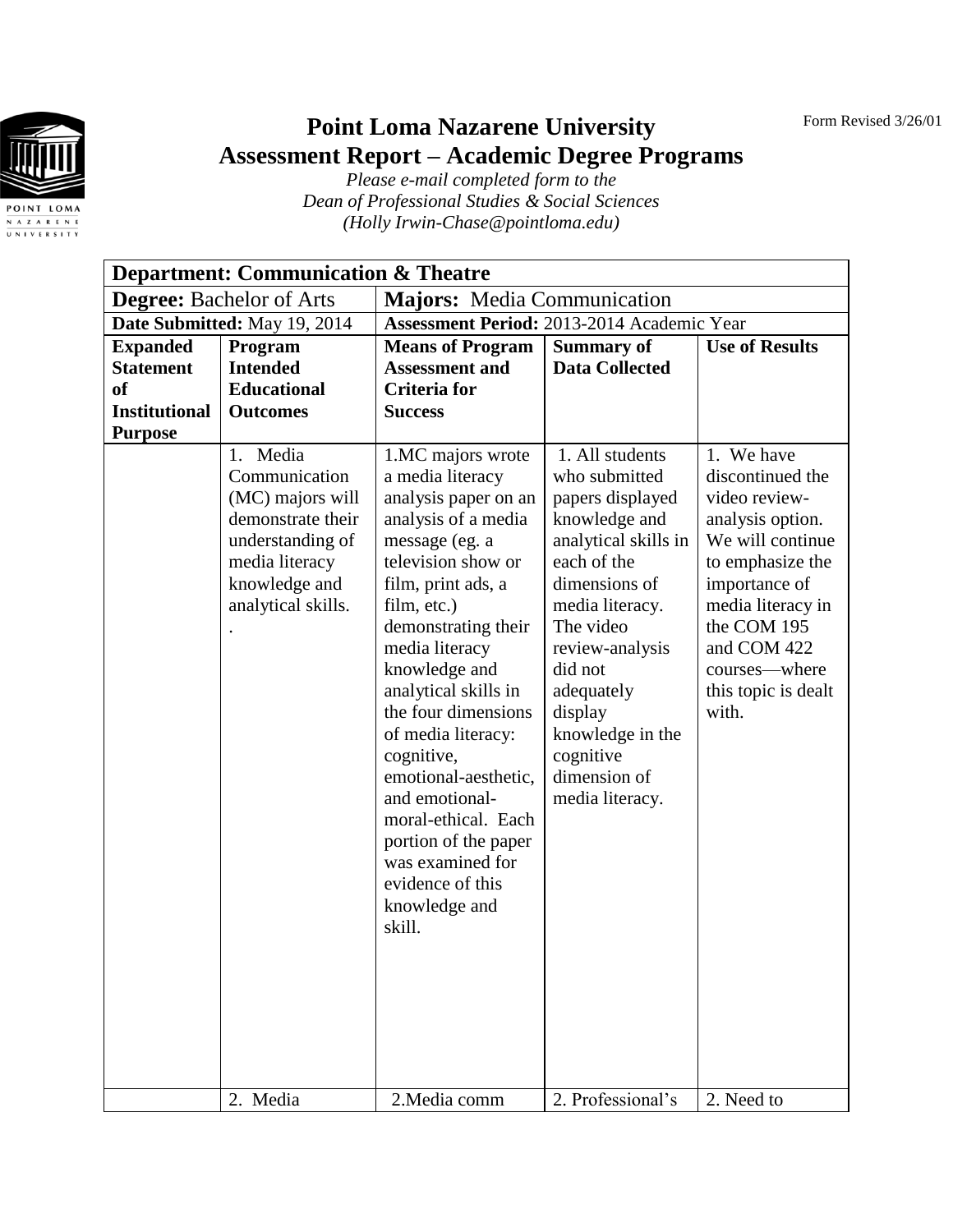Form Revised 3/26/01

# Point Loma Nazarene University
## Assessment Report – Academic Degree Programs

*Please e-mail completed form to the*
*Dean of Professional Studies & Social Sciences*
*(Holly Irwin-Chase@pointloma.edu)*

| **Department: Communication & Theatre** | | | | |
|---|---|---|---|---|
| **Degree:** Bachelor of Arts | | **Majors:** Media Communication | | |
| **Date Submitted:** May 19, 2014 | | **Assessment Period:** 2013-2014 Academic Year | | |
| **Expanded Statement of Institutional Purpose** | **Program Intended Educational Outcomes** | **Means of Program Assessment and Criteria for Success** | **Summary of Data Collected** | **Use of Results** |
| | 1. Media Communication (MC) majors will demonstrate their understanding of media literacy knowledge and analytical skills. . | 1.MC majors wrote a media literacy analysis paper on an analysis of a media message (eg. a television show or film, print ads, a film, etc.) demonstrating their media literacy knowledge and analytical skills in the four dimensions of media literacy: cognitive, emotional-aesthetic, and emotional-moral-ethical. Each portion of the paper was examined for evidence of this knowledge and skill. | 1. All students who submitted papers displayed knowledge and analytical skills in each of the dimensions of media literacy. The video review-analysis did not adequately display knowledge in the cognitive dimension of media literacy. | 1. We have discontinued the video review-analysis option. We will continue to emphasize the importance of media literacy in the COM 195 and COM 422 courses—where this topic is dealt with. |
| | 2. Media | 2.Media comm | 2. Professional's | 2. Need to |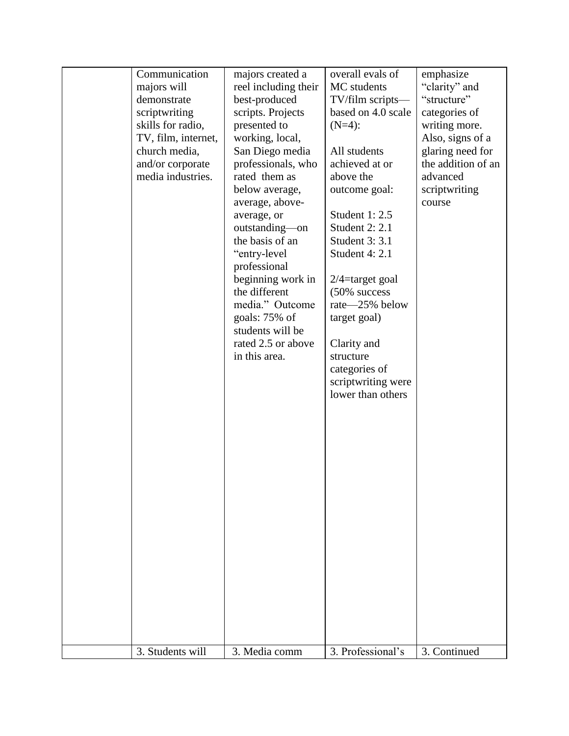| | | | | |
|---|---|---|---|---|
| | Communication majors will demonstrate scriptwriting skills for radio, TV, film, internet, church media, and/or corporate media industries. | majors created a reel including their best-produced scripts. Projects presented to working, local, San Diego media professionals, who rated them as below average, average, above-average, or outstanding—on the basis of an "entry-level professional beginning work in the different media." Outcome goals: 75% of students will be rated 2.5 or above in this area. | overall evals of MC students TV/film scripts—based on 4.0 scale (N=4):<br><br>All students achieved at or above the outcome goal:<br><br>Student 1: 2.5<br>Student 2: 2.1<br>Student 3: 3.1<br>Student 4: 2.1<br><br>2/4=target goal (50% success rate—25% below target goal)<br><br>Clarity and structure categories of scriptwriting were lower than others | emphasize "clarity" and "structure" categories of writing more. Also, signs of a glaring need for the addition of an advanced scriptwriting course |
| | 3. Students will | 3. Media comm | 3. Professional's | 3. Continued |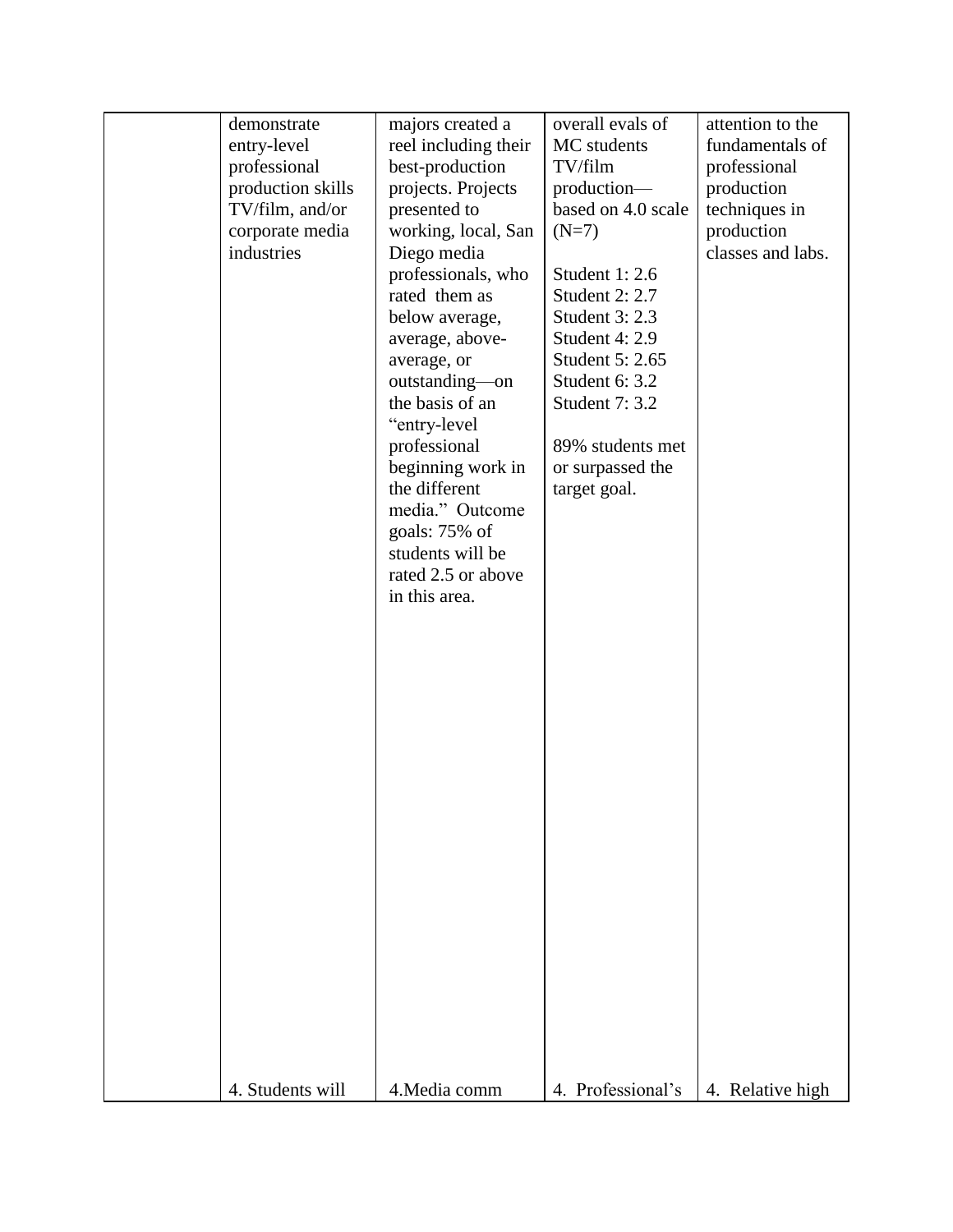| | | | | |
|---|---|---|---|---|
| | demonstrate entry-level professional production skills TV/film, and/or corporate media industries | majors created a reel including their best-production projects. Projects presented to working, local, San Diego media professionals, who rated them as below average, average, above-average, or outstanding—on the basis of an "entry-level professional beginning work in the different media." Outcome goals: 75% of students will be rated 2.5 or above in this area. | overall evals of MC students TV/film production—based on 4.0 scale (N=7)<br><br>Student 1: 2.6<br>Student 2: 2.7<br>Student 3: 2.3<br>Student 4: 2.9<br>Student 5: 2.65<br>Student 6: 3.2<br>Student 7: 3.2<br><br>89% students met or surpassed the target goal. | attention to the fundamentals of professional production techniques in production classes and labs. |
| | 4. Students will | 4.Media comm | 4. Professional's | 4. Relative high |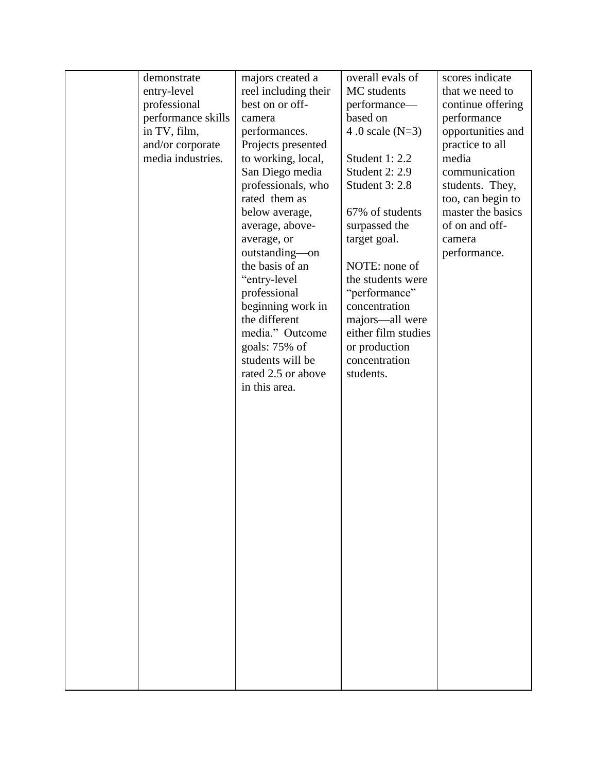| | | | | |
|---|---|---|---|---|
| | demonstrate entry-level professional performance skills in TV, film, and/or corporate media industries. | majors created a reel including their best on or off-camera performances. Projects presented to working, local, San Diego media professionals, who rated them as below average, average, above-average, or outstanding—on the basis of an "entry-level professional beginning work in the different media." Outcome goals: 75% of students will be rated 2.5 or above in this area. | overall evals of MC students performance—based on 4 .0 scale (N=3)<br><br>Student 1: 2.2<br>Student 2: 2.9<br>Student 3: 2.8<br><br>67% of students surpassed the target goal.<br><br>NOTE: none of the students were "performance" concentration majors—all were either film studies or production concentration students. | scores indicate that we need to continue offering performance opportunities and practice to all media communication students. They, too, can begin to master the basics of on and off-camera performance. |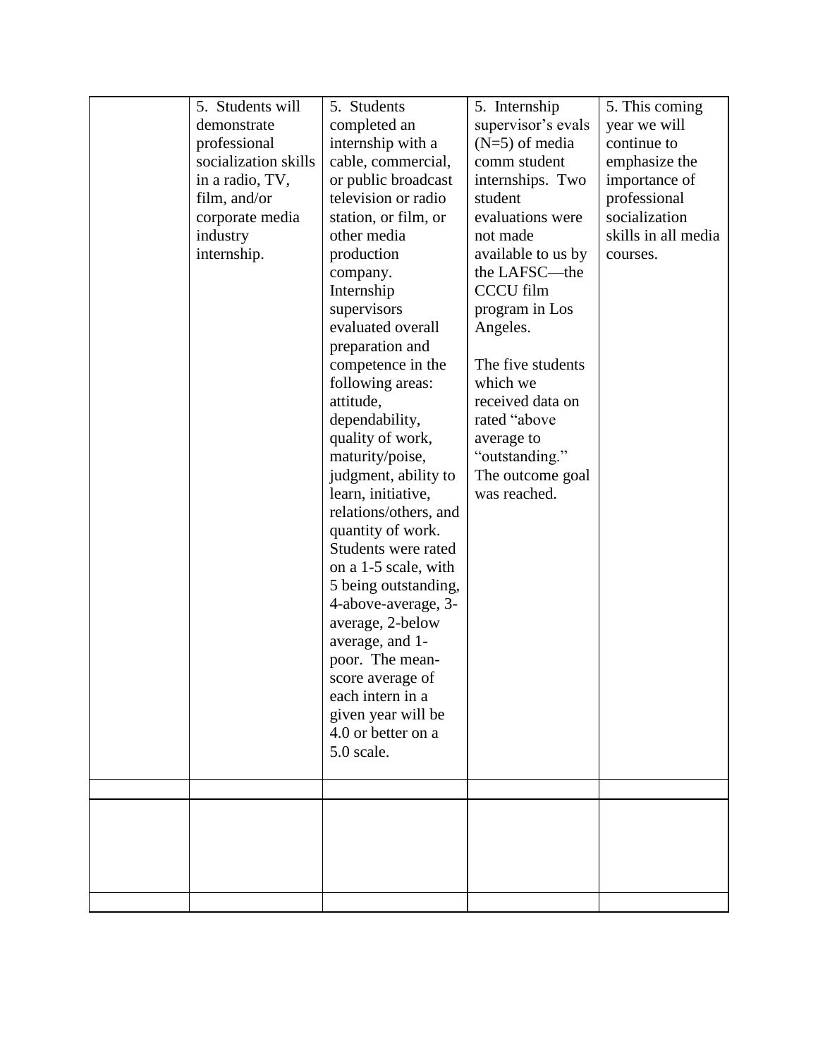| | | | | |
|---|---|---|---|---|
| | 5. Students will demonstrate professional socialization skills in a radio, TV, film, and/or corporate media industry internship. | 5. Students completed an internship with a cable, commercial, or public broadcast television or radio station, or film, or other media production company. Internship supervisors evaluated overall preparation and competence in the following areas: attitude, dependability, quality of work, maturity/poise, judgment, ability to learn, initiative, relations/others, and quantity of work. Students were rated on a 1-5 scale, with 5 being outstanding, 4-above-average, 3-average, 2-below average, and 1-poor. The mean-score average of each intern in a given year will be 4.0 or better on a 5.0 scale. | 5. Internship supervisor's evals (N=5) of media comm student internships. Two student evaluations were not made available to us by the LAFSC—the CCCU film program in Los Angeles.<br><br>The five students which we received data on rated "above average to "outstanding." The outcome goal was reached. | 5. This coming year we will continue to emphasize the importance of professional socialization skills in all media courses. |
| | | | | |
| | | | | |
| | | | | |